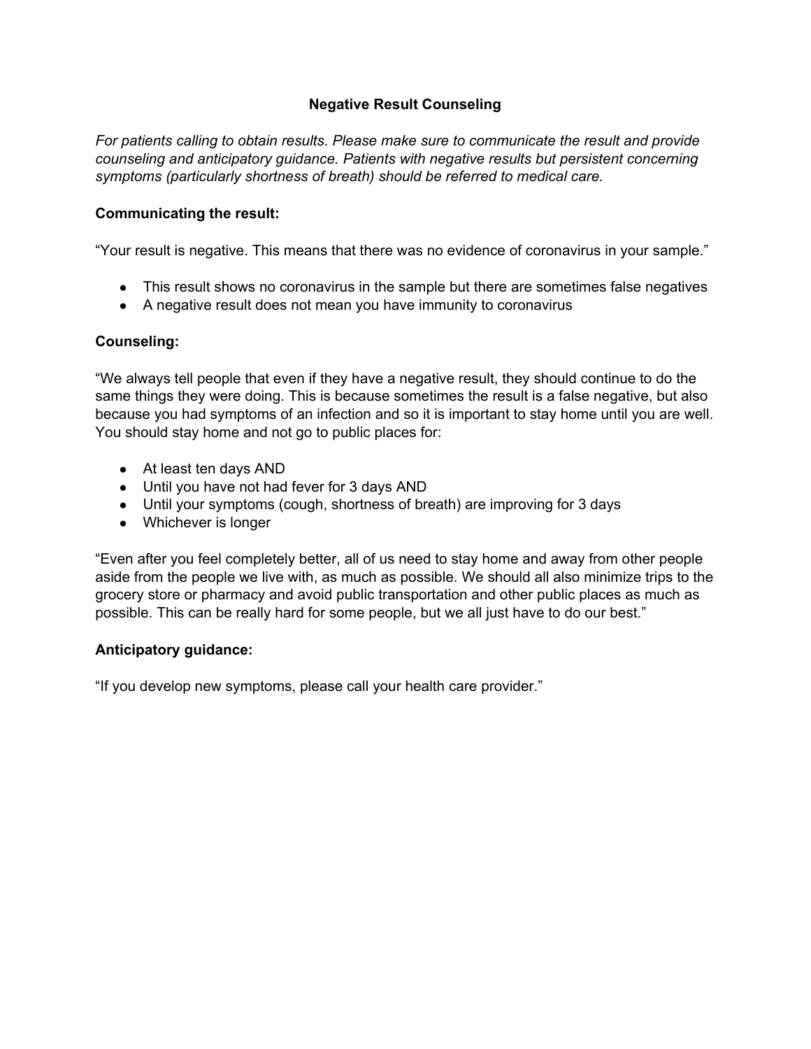# Negative Result Counseling

*For patients calling to obtain results. Please make sure to communicate the result and provide counseling and anticipatory guidance. Patients with negative results but persistent concerning symptoms (particularly shortness of breath) should be referred to medical care.*

**Communicating the result:**

"Your result is negative. This means that there was no evidence of coronavirus in your sample."

- This result shows no coronavirus in the sample but there are sometimes false negatives
- A negative result does not mean you have immunity to coronavirus

**Counseling:**

"We always tell people that even if they have a negative result, they should continue to do the same things they were doing. This is because sometimes the result is a false negative, but also because you had symptoms of an infection and so it is important to stay home until you are well. You should stay home and not go to public places for:

- At least ten days AND
- Until you have not had fever for 3 days AND
- Until your symptoms (cough, shortness of breath) are improving for 3 days
- Whichever is longer

"Even after you feel completely better, all of us need to stay home and away from other people aside from the people we live with, as much as possible. We should all also minimize trips to the grocery store or pharmacy and avoid public transportation and other public places as much as possible. This can be really hard for some people, but we all just have to do our best."

**Anticipatory guidance:**

"If you develop new symptoms, please call your health care provider."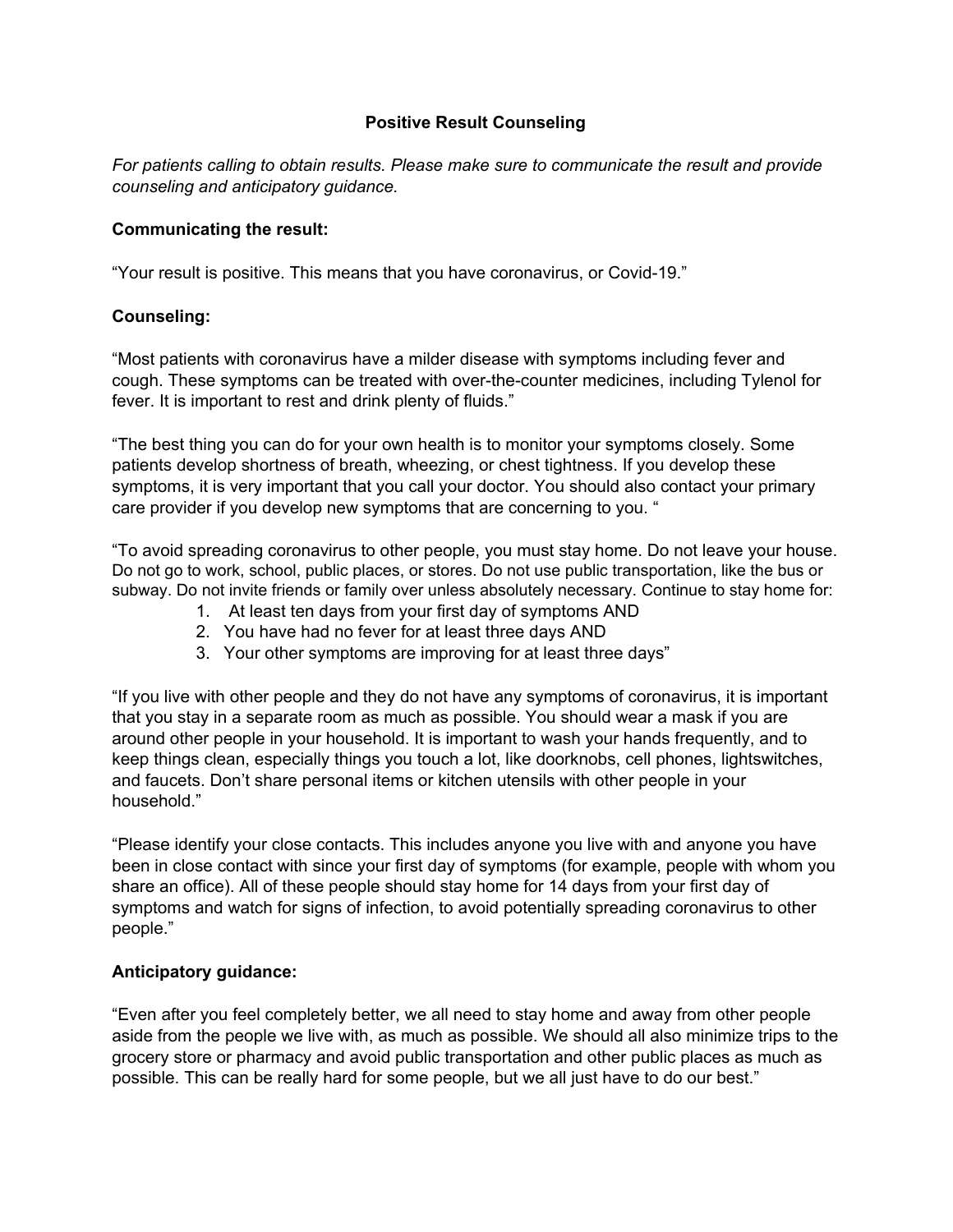## Positive Result Counseling

*For patients calling to obtain results. Please make sure to communicate the result and provide counseling and anticipatory guidance.*

**Communicating the result:**

"Your result is positive. This means that you have coronavirus, or Covid-19."

**Counseling:**

"Most patients with coronavirus have a milder disease with symptoms including fever and cough. These symptoms can be treated with over-the-counter medicines, including Tylenol for fever. It is important to rest and drink plenty of fluids."

"The best thing you can do for your own health is to monitor your symptoms closely. Some patients develop shortness of breath, wheezing, or chest tightness. If you develop these symptoms, it is very important that you call your doctor. You should also contact your primary care provider if you develop new symptoms that are concerning to you. "

"To avoid spreading coronavirus to other people, you must stay home. Do not leave your house. Do not go to work, school, public places, or stores. Do not use public transportation, like the bus or subway. Do not invite friends or family over unless absolutely necessary. Continue to stay home for:

1. At least ten days from your first day of symptoms AND
2. You have had no fever for at least three days AND
3. Your other symptoms are improving for at least three days"

"If you live with other people and they do not have any symptoms of coronavirus, it is important that you stay in a separate room as much as possible. You should wear a mask if you are around other people in your household. It is important to wash your hands frequently, and to keep things clean, especially things you touch a lot, like doorknobs, cell phones, lightswitches, and faucets. Don't share personal items or kitchen utensils with other people in your household."

"Please identify your close contacts. This includes anyone you live with and anyone you have been in close contact with since your first day of symptoms (for example, people with whom you share an office). All of these people should stay home for 14 days from your first day of symptoms and watch for signs of infection, to avoid potentially spreading coronavirus to other people."

**Anticipatory guidance:**

"Even after you feel completely better, we all need to stay home and away from other people aside from the people we live with, as much as possible. We should all also minimize trips to the grocery store or pharmacy and avoid public transportation and other public places as much as possible. This can be really hard for some people, but we all just have to do our best."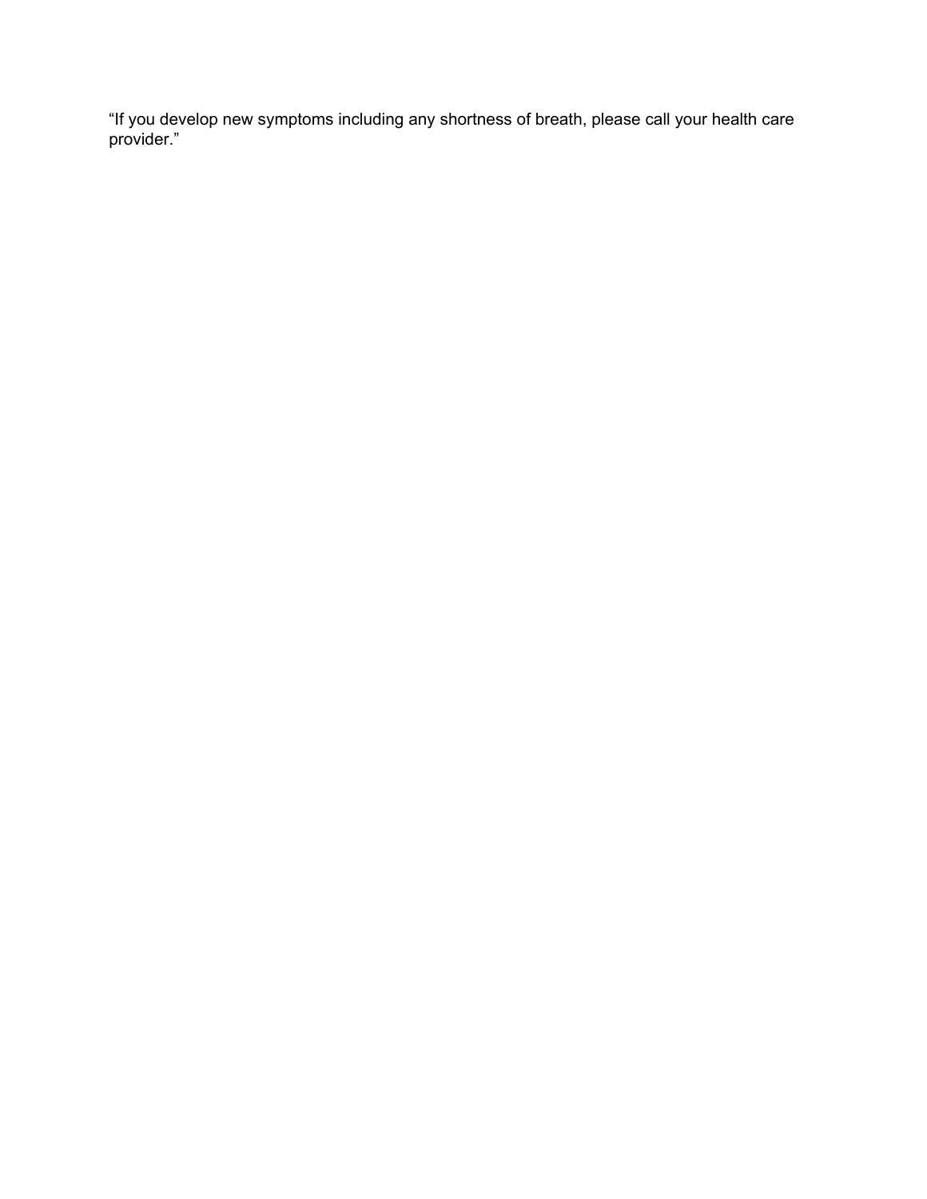“If you develop new symptoms including any shortness of breath, please call your health care provider.”